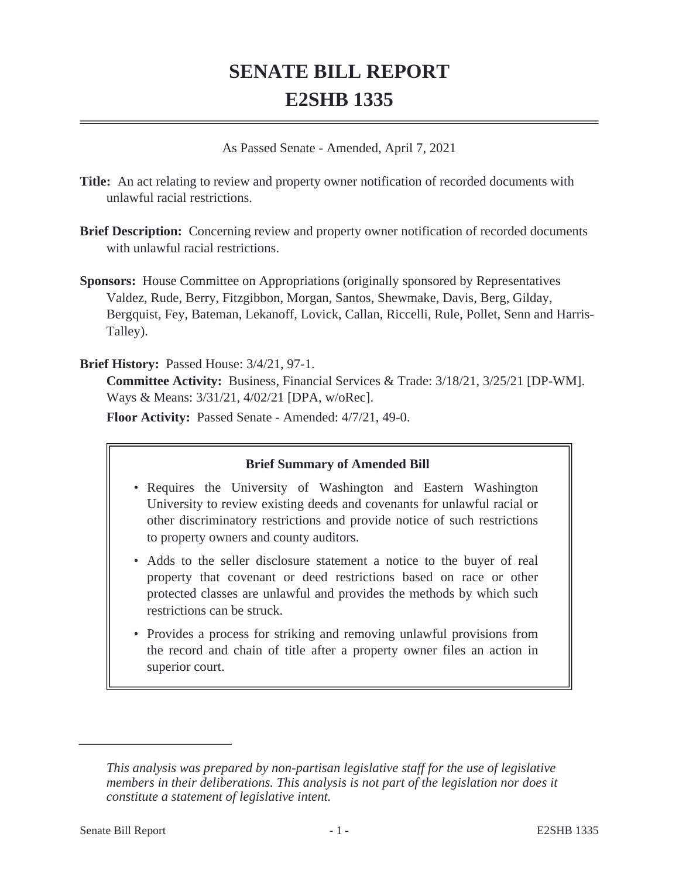# SENATE BILL REPORT
# E2SHB 1335

As Passed Senate - Amended, April 7, 2021

**Title:** An act relating to review and property owner notification of recorded documents with unlawful racial restrictions.

**Brief Description:** Concerning review and property owner notification of recorded documents with unlawful racial restrictions.

**Sponsors:** House Committee on Appropriations (originally sponsored by Representatives Valdez, Rude, Berry, Fitzgibbon, Morgan, Santos, Shewmake, Davis, Berg, Gilday, Bergquist, Fey, Bateman, Lekanoff, Lovick, Callan, Riccelli, Rule, Pollet, Senn and Harris-Talley).

**Brief History:** Passed House: 3/4/21, 97-1.

**Committee Activity:** Business, Financial Services & Trade: 3/18/21, 3/25/21 [DP-WM]. Ways & Means: 3/31/21, 4/02/21 [DPA, w/oRec].

**Floor Activity:** Passed Senate - Amended: 4/7/21, 49-0.

**Brief Summary of Amended Bill**

- Requires the University of Washington and Eastern Washington University to review existing deeds and covenants for unlawful racial or other discriminatory restrictions and provide notice of such restrictions to property owners and county auditors.
- Adds to the seller disclosure statement a notice to the buyer of real property that covenant or deed restrictions based on race or other protected classes are unlawful and provides the methods by which such restrictions can be struck.
- Provides a process for striking and removing unlawful provisions from the record and chain of title after a property owner files an action in superior court.

---

*This analysis was prepared by non-partisan legislative staff for the use of legislative members in their deliberations. This analysis is not part of the legislation nor does it constitute a statement of legislative intent.*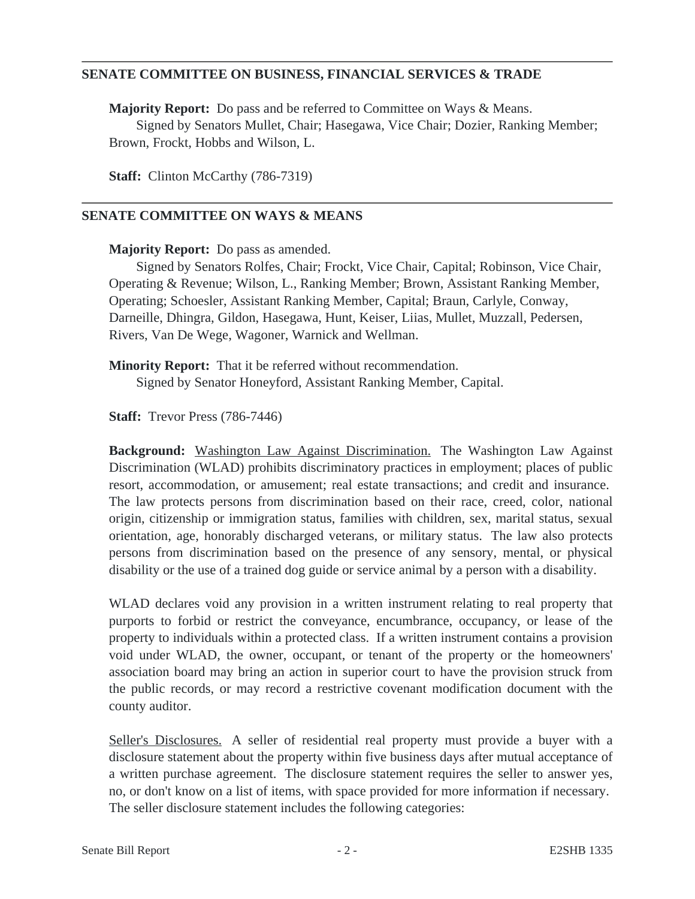---

## SENATE COMMITTEE ON BUSINESS, FINANCIAL SERVICES & TRADE

**Majority Report:** Do pass and be referred to Committee on Ways & Means.
Signed by Senators Mullet, Chair; Hasegawa, Vice Chair; Dozier, Ranking Member; Brown, Frockt, Hobbs and Wilson, L.

**Staff:** Clinton McCarthy (786-7319)

---

## SENATE COMMITTEE ON WAYS & MEANS

**Majority Report:** Do pass as amended.
Signed by Senators Rolfes, Chair; Frockt, Vice Chair, Capital; Robinson, Vice Chair, Operating & Revenue; Wilson, L., Ranking Member; Brown, Assistant Ranking Member, Operating; Schoesler, Assistant Ranking Member, Capital; Braun, Carlyle, Conway, Darneille, Dhingra, Gildon, Hasegawa, Hunt, Keiser, Liias, Mullet, Muzzall, Pedersen, Rivers, Van De Wege, Wagoner, Warnick and Wellman.

**Minority Report:** That it be referred without recommendation.
Signed by Senator Honeyford, Assistant Ranking Member, Capital.

**Staff:** Trevor Press (786-7446)

**Background:** Washington Law Against Discrimination. The Washington Law Against Discrimination (WLAD) prohibits discriminatory practices in employment; places of public resort, accommodation, or amusement; real estate transactions; and credit and insurance. The law protects persons from discrimination based on their race, creed, color, national origin, citizenship or immigration status, families with children, sex, marital status, sexual orientation, age, honorably discharged veterans, or military status. The law also protects persons from discrimination based on the presence of any sensory, mental, or physical disability or the use of a trained dog guide or service animal by a person with a disability.

WLAD declares void any provision in a written instrument relating to real property that purports to forbid or restrict the conveyance, encumbrance, occupancy, or lease of the property to individuals within a protected class. If a written instrument contains a provision void under WLAD, the owner, occupant, or tenant of the property or the homeowners' association board may bring an action in superior court to have the provision struck from the public records, or may record a restrictive covenant modification document with the county auditor.

Seller's Disclosures. A seller of residential real property must provide a buyer with a disclosure statement about the property within five business days after mutual acceptance of a written purchase agreement. The disclosure statement requires the seller to answer yes, no, or don't know on a list of items, with space provided for more information if necessary. The seller disclosure statement includes the following categories: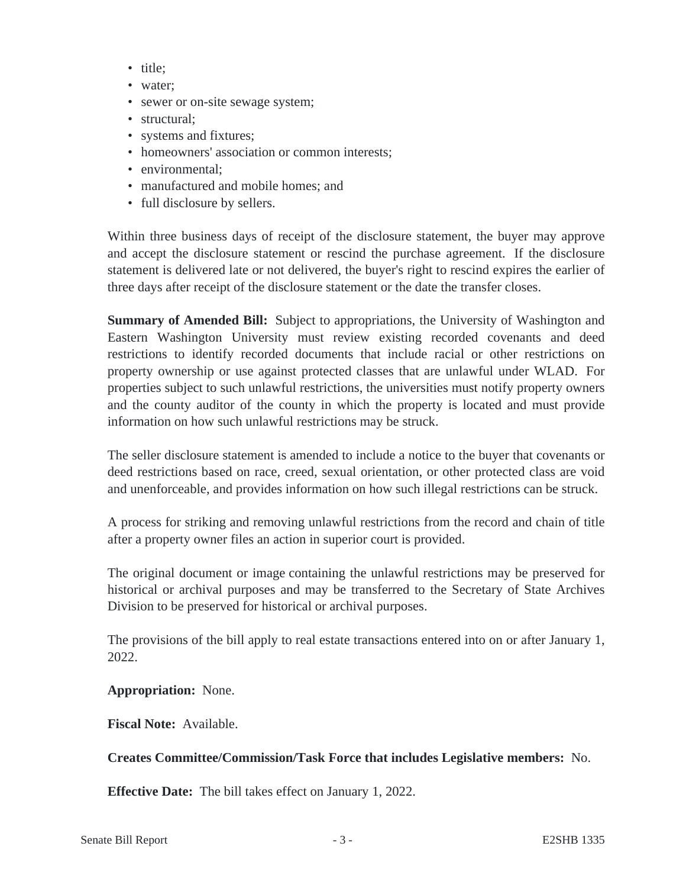- title;
- water;
- sewer or on-site sewage system;
- structural;
- systems and fixtures;
- homeowners' association or common interests;
- environmental;
- manufactured and mobile homes; and
- full disclosure by sellers.

Within three business days of receipt of the disclosure statement, the buyer may approve and accept the disclosure statement or rescind the purchase agreement. If the disclosure statement is delivered late or not delivered, the buyer's right to rescind expires the earlier of three days after receipt of the disclosure statement or the date the transfer closes.

**Summary of Amended Bill:** Subject to appropriations, the University of Washington and Eastern Washington University must review existing recorded covenants and deed restrictions to identify recorded documents that include racial or other restrictions on property ownership or use against protected classes that are unlawful under WLAD. For properties subject to such unlawful restrictions, the universities must notify property owners and the county auditor of the county in which the property is located and must provide information on how such unlawful restrictions may be struck.

The seller disclosure statement is amended to include a notice to the buyer that covenants or deed restrictions based on race, creed, sexual orientation, or other protected class are void and unenforceable, and provides information on how such illegal restrictions can be struck.

A process for striking and removing unlawful restrictions from the record and chain of title after a property owner files an action in superior court is provided.

The original document or image containing the unlawful restrictions may be preserved for historical or archival purposes and may be transferred to the Secretary of State Archives Division to be preserved for historical or archival purposes.

The provisions of the bill apply to real estate transactions entered into on or after January 1, 2022.

**Appropriation:** None.

**Fiscal Note:** Available.

**Creates Committee/Commission/Task Force that includes Legislative members:** No.

**Effective Date:** The bill takes effect on January 1, 2022.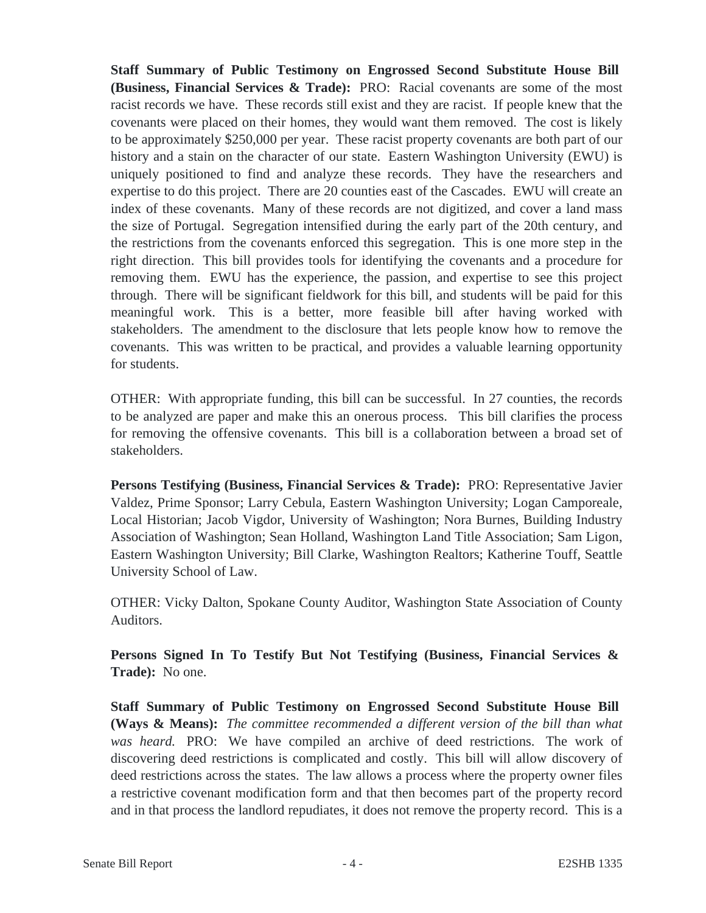**Staff Summary of Public Testimony on Engrossed Second Substitute House Bill (Business, Financial Services & Trade):** PRO: Racial covenants are some of the most racist records we have. These records still exist and they are racist. If people knew that the covenants were placed on their homes, they would want them removed. The cost is likely to be approximately $250,000 per year. These racist property covenants are both part of our history and a stain on the character of our state. Eastern Washington University (EWU) is uniquely positioned to find and analyze these records. They have the researchers and expertise to do this project. There are 20 counties east of the Cascades. EWU will create an index of these covenants. Many of these records are not digitized, and cover a land mass the size of Portugal. Segregation intensified during the early part of the 20th century, and the restrictions from the covenants enforced this segregation. This is one more step in the right direction. This bill provides tools for identifying the covenants and a procedure for removing them. EWU has the experience, the passion, and expertise to see this project through. There will be significant fieldwork for this bill, and students will be paid for this meaningful work. This is a better, more feasible bill after having worked with stakeholders. The amendment to the disclosure that lets people know how to remove the covenants. This was written to be practical, and provides a valuable learning opportunity for students.

OTHER: With appropriate funding, this bill can be successful. In 27 counties, the records to be analyzed are paper and make this an onerous process. This bill clarifies the process for removing the offensive covenants. This bill is a collaboration between a broad set of stakeholders.

**Persons Testifying (Business, Financial Services & Trade):** PRO: Representative Javier Valdez, Prime Sponsor; Larry Cebula, Eastern Washington University; Logan Camporeale, Local Historian; Jacob Vigdor, University of Washington; Nora Burnes, Building Industry Association of Washington; Sean Holland, Washington Land Title Association; Sam Ligon, Eastern Washington University; Bill Clarke, Washington Realtors; Katherine Touff, Seattle University School of Law.

OTHER: Vicky Dalton, Spokane County Auditor, Washington State Association of County Auditors.

**Persons Signed In To Testify But Not Testifying (Business, Financial Services & Trade):** No one.

**Staff Summary of Public Testimony on Engrossed Second Substitute House Bill (Ways & Means):** *The committee recommended a different version of the bill than what was heard.* PRO: We have compiled an archive of deed restrictions. The work of discovering deed restrictions is complicated and costly. This bill will allow discovery of deed restrictions across the states. The law allows a process where the property owner files a restrictive covenant modification form and that then becomes part of the property record and in that process the landlord repudiates, it does not remove the property record. This is a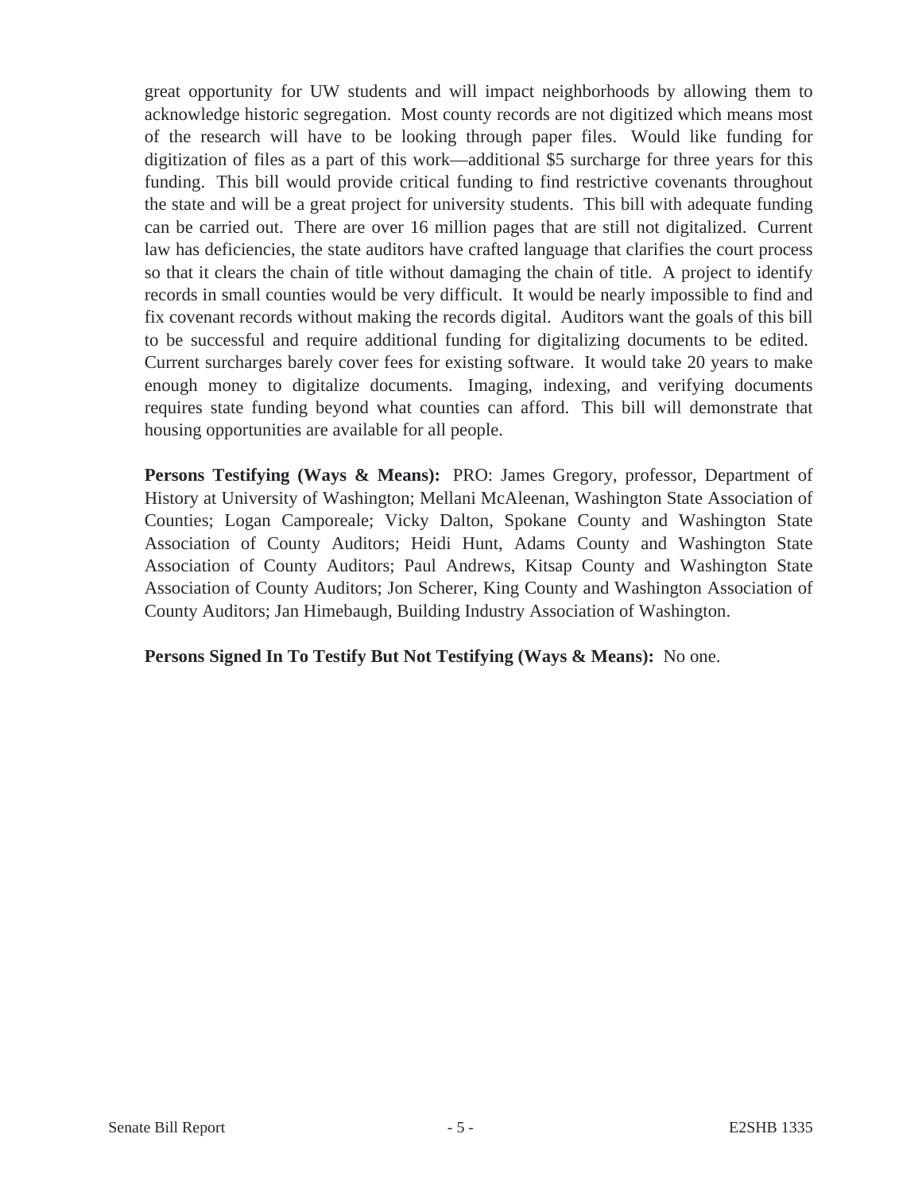great opportunity for UW students and will impact neighborhoods by allowing them to acknowledge historic segregation. Most county records are not digitized which means most of the research will have to be looking through paper files. Would like funding for digitization of files as a part of this work—additional $5 surcharge for three years for this funding. This bill would provide critical funding to find restrictive covenants throughout the state and will be a great project for university students. This bill with adequate funding can be carried out. There are over 16 million pages that are still not digitalized. Current law has deficiencies, the state auditors have crafted language that clarifies the court process so that it clears the chain of title without damaging the chain of title. A project to identify records in small counties would be very difficult. It would be nearly impossible to find and fix covenant records without making the records digital. Auditors want the goals of this bill to be successful and require additional funding for digitalizing documents to be edited. Current surcharges barely cover fees for existing software. It would take 20 years to make enough money to digitalize documents. Imaging, indexing, and verifying documents requires state funding beyond what counties can afford. This bill will demonstrate that housing opportunities are available for all people.

**Persons Testifying (Ways & Means):** PRO: James Gregory, professor, Department of History at University of Washington; Mellani McAleenan, Washington State Association of Counties; Logan Camporeale; Vicky Dalton, Spokane County and Washington State Association of County Auditors; Heidi Hunt, Adams County and Washington State Association of County Auditors; Paul Andrews, Kitsap County and Washington State Association of County Auditors; Jon Scherer, King County and Washington Association of County Auditors; Jan Himebaugh, Building Industry Association of Washington.

**Persons Signed In To Testify But Not Testifying (Ways & Means):** No one.